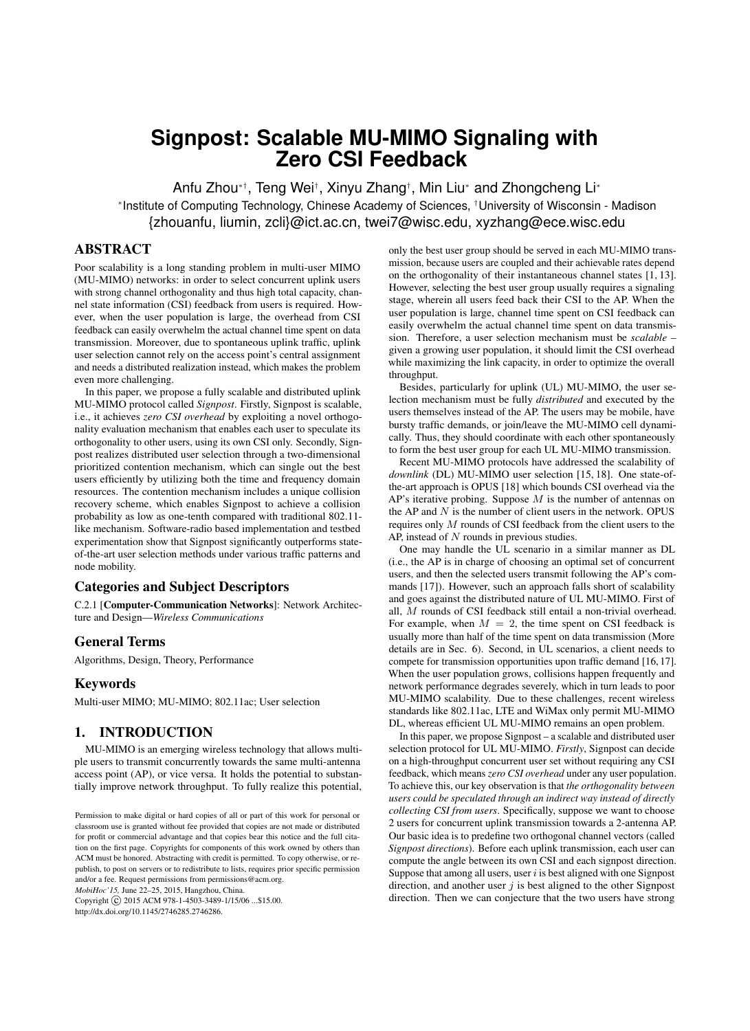# Signpost: Scalable MU-MIMO Signaling with Zero CSI Feedback

Anfu Zhou[*†], Teng Wei[†], Xinyu Zhang[†], Min Liu[*] and Zhongcheng Li[*]

[*]Institute of Computing Technology, Chinese Academy of Sciences, [†]University of Wisconsin - Madison

{zhouanfu, liumin, zcli}@ict.ac.cn, twei7@wisc.edu, xyzhang@ece.wisc.edu

## ABSTRACT

Poor scalability is a long standing problem in multi-user MIMO (MU-MIMO) networks: in order to select concurrent uplink users with strong channel orthogonality and thus high total capacity, channel state information (CSI) feedback from users is required. However, when the user population is large, the overhead from CSI feedback can easily overwhelm the actual channel time spent on data transmission. Moreover, due to spontaneous uplink traffic, uplink user selection cannot rely on the access point's central assignment and needs a distributed realization instead, which makes the problem even more challenging.

In this paper, we propose a fully scalable and distributed uplink MU-MIMO protocol called *Signpost*. Firstly, Signpost is scalable, i.e., it achieves *zero CSI overhead* by exploiting a novel orthogonality evaluation mechanism that enables each user to speculate its orthogonality to other users, using its own CSI only. Secondly, Signpost realizes distributed user selection through a two-dimensional prioritized contention mechanism, which can single out the best users efficiently by utilizing both the time and frequency domain resources. The contention mechanism includes a unique collision recovery scheme, which enables Signpost to achieve a collision probability as low as one-tenth compared with traditional 802.11-like mechanism. Software-radio based implementation and testbed experimentation show that Signpost significantly outperforms state-of-the-art user selection methods under various traffic patterns and node mobility.

### Categories and Subject Descriptors

C.2.1 [**Computer-Communication Networks**]: Network Architecture and Design—*Wireless Communications*

### General Terms

Algorithms, Design, Theory, Performance

### Keywords

Multi-user MIMO; MU-MIMO; 802.11ac; User selection

## 1. INTRODUCTION

MU-MIMO is an emerging wireless technology that allows multiple users to transmit concurrently towards the same multi-antenna access point (AP), or vice versa. It holds the potential to substantially improve network throughput. To fully realize this potential, only the best user group should be served in each MU-MIMO transmission, because users are coupled and their achievable rates depend on the orthogonality of their instantaneous channel states [1, 13]. However, selecting the best user group usually requires a signaling stage, wherein all users feed back their CSI to the AP. When the user population is large, channel time spent on CSI feedback can easily overwhelm the actual channel time spent on data transmission. Therefore, a user selection mechanism must be *scalable* – given a growing user population, it should limit the CSI overhead while maximizing the link capacity, in order to optimize the overall throughput.

Besides, particularly for uplink (UL) MU-MIMO, the user selection mechanism must be fully *distributed* and executed by the users themselves instead of the AP. The users may be mobile, have bursty traffic demands, or join/leave the MU-MIMO cell dynamically. Thus, they should coordinate with each other spontaneously to form the best user group for each UL MU-MIMO transmission.

Recent MU-MIMO protocols have addressed the scalability of *downlink* (DL) MU-MIMO user selection [15, 18]. One state-of-the-art approach is OPUS [18] which bounds CSI overhead via the AP's iterative probing. Suppose $M$ is the number of antennas on the AP and $N$ is the number of client users in the network. OPUS requires only $M$ rounds of CSI feedback from the client users to the AP, instead of $N$ rounds in previous studies.

One may handle the UL scenario in a similar manner as DL (i.e., the AP is in charge of choosing an optimal set of concurrent users, and then the selected users transmit following the AP's commands [17]). However, such an approach falls short of scalability and goes against the distributed nature of UL MU-MIMO. First of all, $M$ rounds of CSI feedback still entail a non-trivial overhead. For example, when $M = 2$, the time spent on CSI feedback is usually more than half of the time spent on data transmission (More details are in Sec. 6). Second, in UL scenarios, a client needs to compete for transmission opportunities upon traffic demand [16, 17]. When the user population grows, collisions happen frequently and network performance degrades severely, which in turn leads to poor MU-MIMO scalability. Due to these challenges, recent wireless standards like 802.11ac, LTE and WiMax only permit MU-MIMO DL, whereas efficient UL MU-MIMO remains an open problem.

In this paper, we propose Signpost – a scalable and distributed user selection protocol for UL MU-MIMO. *Firstly*, Signpost can decide on a high-throughput concurrent user set without requiring any CSI feedback, which means *zero CSI overhead* under any user population. To achieve this, our key observation is that *the orthogonality between users could be speculated through an indirect way instead of directly collecting CSI from users*. Specifically, suppose we want to choose 2 users for concurrent uplink transmission towards a 2-antenna AP. Our basic idea is to predefine two orthogonal channel vectors (called *Signpost directions*). Before each uplink transmission, each user can compute the angle between its own CSI and each signpost direction. Suppose that among all users, user $i$ is best aligned with one Signpost direction, and another user $j$ is best aligned to the other Signpost direction. Then we can conjecture that the two users have strong

Permission to make digital or hard copies of all or part of this work for personal or classroom use is granted without fee provided that copies are not made or distributed for profit or commercial advantage and that copies bear this notice and the full citation on the first page. Copyrights for components of this work owned by others than ACM must be honored. Abstracting with credit is permitted. To copy otherwise, or republish, to post on servers or to redistribute to lists, requires prior specific permission and/or a fee. Request permissions from permissions@acm.org.
*MobiHoc'15*, June 22–25, 2015, Hangzhou, China.
Copyright © 2015 ACM 978-1-4503-3489-1/15/06 ...$15.00.
http://dx.doi.org/10.1145/2746285.2746286.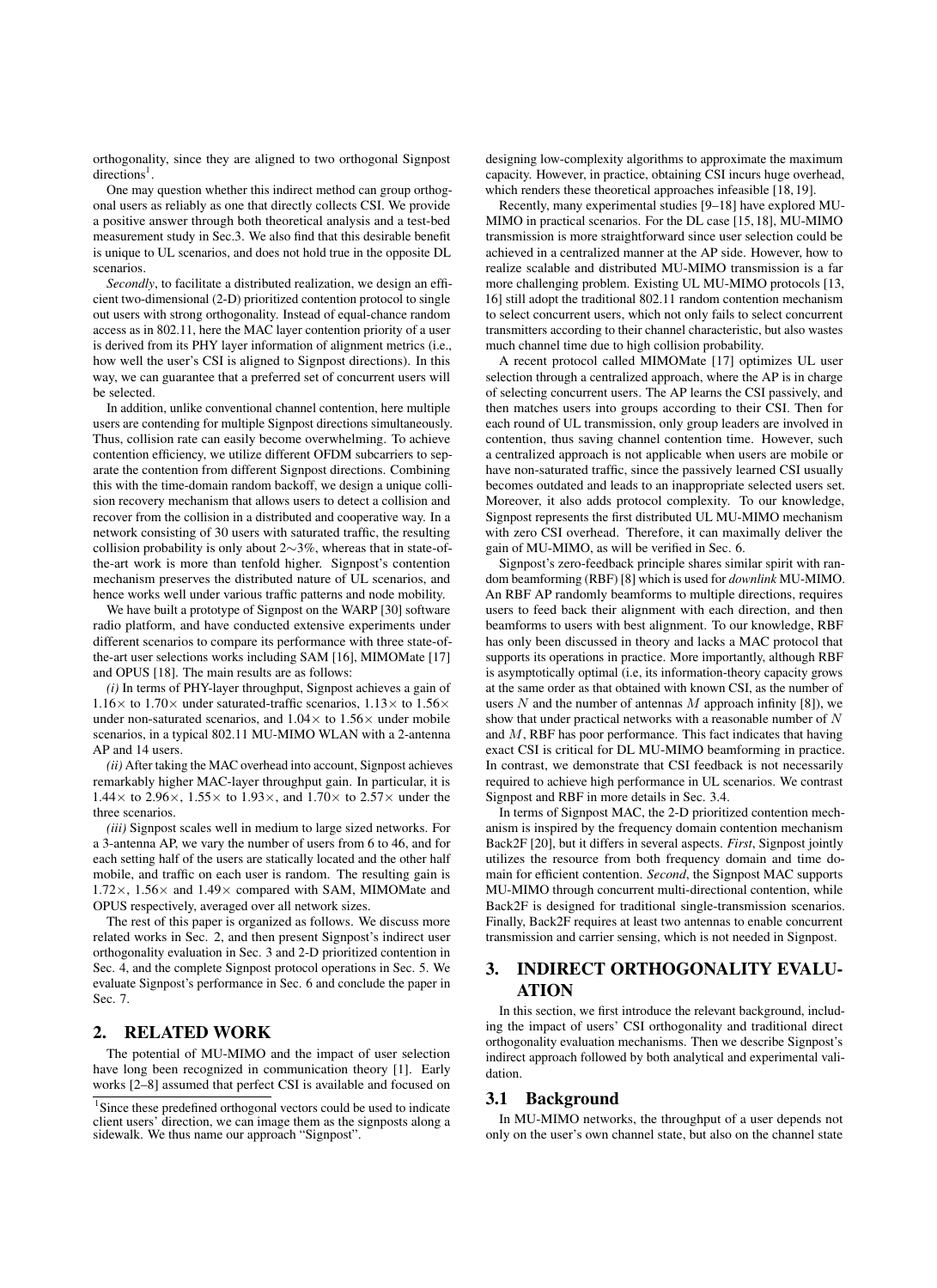orthogonality, since they are aligned to two orthogonal Signpost directions[1].

One may question whether this indirect method can group orthogonal users as reliably as one that directly collects CSI. We provide a positive answer through both theoretical analysis and a test-bed measurement study in Sec.3. We also find that this desirable benefit is unique to UL scenarios, and does not hold true in the opposite DL scenarios.

*Secondly*, to facilitate a distributed realization, we design an efficient two-dimensional (2-D) prioritized contention protocol to single out users with strong orthogonality. Instead of equal-chance random access as in 802.11, here the MAC layer contention priority of a user is derived from its PHY layer information of alignment metrics (i.e., how well the user's CSI is aligned to Signpost directions). In this way, we can guarantee that a preferred set of concurrent users will be selected.

In addition, unlike conventional channel contention, here multiple users are contending for multiple Signpost directions simultaneously. Thus, collision rate can easily become overwhelming. To achieve contention efficiency, we utilize different OFDM subcarriers to separate the contention from different Signpost directions. Combining this with the time-domain random backoff, we design a unique collision recovery mechanism that allows users to detect a collision and recover from the collision in a distributed and cooperative way. In a network consisting of 30 users with saturated traffic, the resulting collision probability is only about 2∼3%, whereas that in state-of-the-art work is more than tenfold higher. Signpost's contention mechanism preserves the distributed nature of UL scenarios, and hence works well under various traffic patterns and node mobility.

We have built a prototype of Signpost on the WARP [30] software radio platform, and have conducted extensive experiments under different scenarios to compare its performance with three state-of-the-art user selections works including SAM [16], MIMOMate [17] and OPUS [18]. The main results are as follows:

*(i)* In terms of PHY-layer throughput, Signpost achieves a gain of 1.16× to 1.70× under saturated-traffic scenarios, 1.13× to 1.56× under non-saturated scenarios, and 1.04× to 1.56× under mobile scenarios, in a typical 802.11 MU-MIMO WLAN with a 2-antenna AP and 14 users.

*(ii)* After taking the MAC overhead into account, Signpost achieves remarkably higher MAC-layer throughput gain. In particular, it is 1.44× to 2.96×, 1.55× to 1.93×, and 1.70× to 2.57× under the three scenarios.

*(iii)* Signpost scales well in medium to large sized networks. For a 3-antenna AP, we vary the number of users from 6 to 46, and for each setting half of the users are statically located and the other half mobile, and traffic on each user is random. The resulting gain is 1.72×, 1.56× and 1.49× compared with SAM, MIMOMate and OPUS respectively, averaged over all network sizes.

The rest of this paper is organized as follows. We discuss more related works in Sec. 2, and then present Signpost's indirect user orthogonality evaluation in Sec. 3 and 2-D prioritized contention in Sec. 4, and the complete Signpost protocol operations in Sec. 5. We evaluate Signpost's performance in Sec. 6 and conclude the paper in Sec. 7.

## 2. RELATED WORK

The potential of MU-MIMO and the impact of user selection have long been recognized in communication theory [1]. Early works [2–8] assumed that perfect CSI is available and focused on designing low-complexity algorithms to approximate the maximum capacity. However, in practice, obtaining CSI incurs huge overhead, which renders these theoretical approaches infeasible [18, 19].

Recently, many experimental studies [9–18] have explored MU-MIMO in practical scenarios. For the DL case [15, 18], MU-MIMO transmission is more straightforward since user selection could be achieved in a centralized manner at the AP side. However, how to realize scalable and distributed MU-MIMO transmission is a far more challenging problem. Existing UL MU-MIMO protocols [13, 16] still adopt the traditional 802.11 random contention mechanism to select concurrent users, which not only fails to select concurrent transmitters according to their channel characteristic, but also wastes much channel time due to high collision probability.

A recent protocol called MIMOMate [17] optimizes UL user selection through a centralized approach, where the AP is in charge of selecting concurrent users. The AP learns the CSI passively, and then matches users into groups according to their CSI. Then for each round of UL transmission, only group leaders are involved in contention, thus saving channel contention time. However, such a centralized approach is not applicable when users are mobile or have non-saturated traffic, since the passively learned CSI usually becomes outdated and leads to an inappropriate selected users set. Moreover, it also adds protocol complexity. To our knowledge, Signpost represents the first distributed UL MU-MIMO mechanism with zero CSI overhead. Therefore, it can maximally deliver the gain of MU-MIMO, as will be verified in Sec. 6.

Signpost's zero-feedback principle shares similar spirit with random beamforming (RBF) [8] which is used for *downlink* MU-MIMO. An RBF AP randomly beamforms to multiple directions, requires users to feed back their alignment with each direction, and then beamforms to users with best alignment. To our knowledge, RBF has only been discussed in theory and lacks a MAC protocol that supports its operations in practice. More importantly, although RBF is asymptotically optimal (i.e, its information-theory capacity grows at the same order as that obtained with known CSI, as the number of users $N$ and the number of antennas $M$ approach infinity [8]), we show that under practical networks with a reasonable number of $N$ and $M$, RBF has poor performance. This fact indicates that having exact CSI is critical for DL MU-MIMO beamforming in practice. In contrast, we demonstrate that CSI feedback is not necessarily required to achieve high performance in UL scenarios. We contrast Signpost and RBF in more details in Sec. 3.4.

In terms of Signpost MAC, the 2-D prioritized contention mechanism is inspired by the frequency domain contention mechanism Back2F [20], but it differs in several aspects. *First*, Signpost jointly utilizes the resource from both frequency domain and time domain for efficient contention. *Second*, the Signpost MAC supports MU-MIMO through concurrent multi-directional contention, while Back2F is designed for traditional single-transmission scenarios. Finally, Back2F requires at least two antennas to enable concurrent transmission and carrier sensing, which is not needed in Signpost.

## 3. INDIRECT ORTHOGONALITY EVALUATION

In this section, we first introduce the relevant background, including the impact of users' CSI orthogonality and traditional direct orthogonality evaluation mechanisms. Then we describe Signpost's indirect approach followed by both analytical and experimental validation.

### 3.1 Background

In MU-MIMO networks, the throughput of a user depends not only on the user's own channel state, but also on the channel state

[1] Since these predefined orthogonal vectors could be used to indicate client users' direction, we can image them as the signposts along a sidewalk. We thus name our approach "Signpost".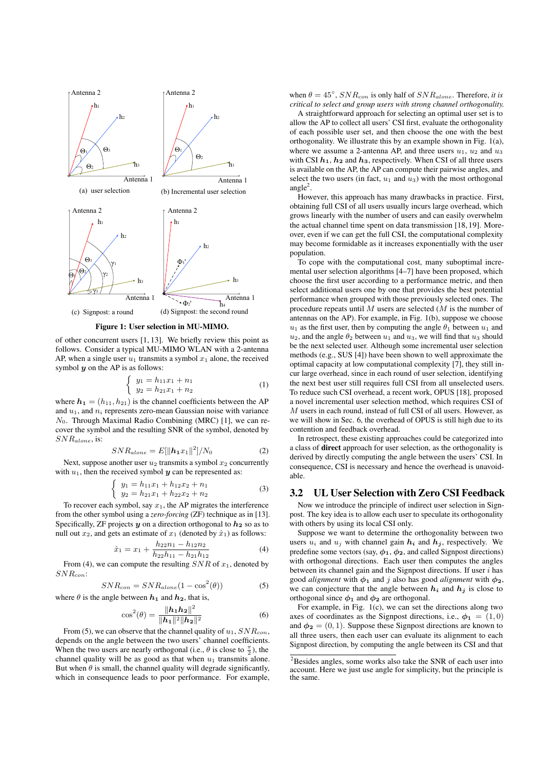Figure 1: User selection in MU-MIMO.

of other concurrent users [1, 13]. We briefly review this point as follows. Consider a typical MU-MIMO WLAN with a 2-antenna AP, when a single user $u_1$ transmits a symbol $x_1$ alone, the received symbol $\boldsymbol{y}$ on the AP is as follows:

$$\begin{cases} y_1 = h_{11}x_1 + n_1 \\ y_2 = h_{21}x_1 + n_2 \end{cases} \quad (1)$$

where $\boldsymbol{h_1} = (h_{11}, h_{21})$ is the channel coefficients between the AP and $u_1$, and $n_i$ represents zero-mean Gaussian noise with variance $N_0$. Through Maximal Radio Combining (MRC) [1], we can recover the symbol and the resulting SNR of the symbol, denoted by $SNR_{alone}$, is:

$$SNR_{alone} = E[\|\boldsymbol{h_1}x_1\|^2]/N_0 \quad (2)$$

Next, suppose another user $u_2$ transmits a symbol $x_2$ concurrently with $u_1$, then the received symbol $\boldsymbol{y}$ can be represented as:

$$\begin{cases} y_1 = h_{11}x_1 + h_{12}x_2 + n_1 \\ y_2 = h_{21}x_1 + h_{22}x_2 + n_2 \end{cases} \quad (3)$$

To recover each symbol, say $x_1$, the AP migrates the interference from the other symbol using a *zero-forcing* (ZF) technique as in [13]. Specifically, ZF projects $\boldsymbol{y}$ on a direction orthogonal to $\boldsymbol{h_2}$ so as to null out $x_2$, and gets an estimate of $x_1$ (denoted by $\hat{x}_1$) as follows:

$$\hat{x}_1 = x_1 + \frac{h_{22}n_1 - h_{12}n_2}{h_{22}h_{11} - h_{21}h_{12}} \quad (4)$$

From (4), we can compute the resulting $SNR$ of $x_1$, denoted by $SNR_{con}$:

$$SNR_{con} = SNR_{alone}(1 - \cos^2(\theta)) \quad (5)$$

where $\theta$ is the angle between $\boldsymbol{h_1}$ and $\boldsymbol{h_2}$, that is,

$$\cos^2(\theta) = \frac{\|\boldsymbol{h_1}\boldsymbol{h_2}\|^2}{\|\boldsymbol{h_1}\|^2\|\boldsymbol{h_2}\|^2} \quad (6)$$

From (5), we can observe that the channel quality of $u_1$, $SNR_{con}$, depends on the angle between the two users' channel coefficients. When the two users are nearly orthogonal (i.e., $\theta$ is close to $\frac{\pi}{2}$), the channel quality will be as good as that when $u_1$ transmits alone. But when $\theta$ is small, the channel quality will degrade significantly, which in consequence leads to poor performance. For example, when $\theta = 45^\circ$, $SNR_{con}$ is only half of $SNR_{alone}$. Therefore, *it is critical to select and group users with strong channel orthogonality.*

A straightforward approach for selecting an optimal user set is to allow the AP to collect all users' CSI first, evaluate the orthogonality of each possible user set, and then choose the one with the best orthogonality. We illustrate this by an example shown in Fig. 1(a), where we assume a 2-antenna AP, and three users $u_1$, $u_2$ and $u_3$ with CSI $\boldsymbol{h_1}$, $\boldsymbol{h_2}$ and $\boldsymbol{h_3}$, respectively. When CSI of all three users is available on the AP, the AP can compute their pairwise angles, and select the two users (in fact, $u_1$ and $u_3$) with the most orthogonal angle[2].

However, this approach has many drawbacks in practice. First, obtaining full CSI of all users usually incurs large overhead, which grows linearly with the number of users and can easily overwhelm the actual channel time spent on data transmission [18, 19]. Moreover, even if we can get the full CSI, the computational complexity may become formidable as it increases exponentially with the user population.

To cope with the computational cost, many suboptimal incremental user selection algorithms [4–7] have been proposed, which choose the first user according to a performance metric, and then select additional users one by one that provides the best potential performance when grouped with those previously selected ones. The procedure repeats until $M$ users are selected ($M$ is the number of antennas on the AP). For example, in Fig. 1(b), suppose we choose $u_1$ as the first user, then by computing the angle $\theta_1$ between $u_1$ and $u_2$, and the angle $\theta_2$ between $u_1$ and $u_3$, we will find that $u_3$ should be the next selected user. Although some incremental user selection methods (e.g., SUS [4]) have been shown to well approximate the optimal capacity at low computational complexity [7], they still incur large overhead, since in each round of user selection, identifying the next best user still requires full CSI from all unselected users. To reduce such CSI overhead, a recent work, OPUS [18], proposed a novel incremental user selection method, which requires CSI of $M$ users in each round, instead of full CSI of all users. However, as we will show in Sec. 6, the overhead of OPUS is still high due to its contention and feedback overhead.

In retrospect, these existing approaches could be categorized into a class of **direct** approach for user selection, as the orthogonality is derived by directly computing the angle between the users' CSI. In consequence, CSI is necessary and hence the overhead is unavoidable.

## 3.2 UL User Selection with Zero CSI Feedback

Now we introduce the principle of indirect user selection in Signpost. The key idea is to allow each user to speculate its orthogonality with others by using its local CSI only.

Suppose we want to determine the orthogonality between two users $u_i$ and $u_j$ with channel gain $\boldsymbol{h_i}$ and $\boldsymbol{h_j}$, respectively. We predefine some vectors (say, $\boldsymbol{\phi_1}$, $\boldsymbol{\phi_2}$, and called Signpost directions) with orthogonal directions. Each user then computes the angles between its channel gain and the Signpost directions. If user $i$ has good *alignment* with $\boldsymbol{\phi_1}$ and $j$ also has good *alignment* with $\boldsymbol{\phi_2}$, we can conjecture that the angle between $\boldsymbol{h_i}$ and $\boldsymbol{h_j}$ is close to orthogonal since $\boldsymbol{\phi_1}$ and $\boldsymbol{\phi_2}$ are orthogonal.

For example, in Fig. 1(c), we can set the directions along two axes of coordinates as the Signpost directions, i.e., $\boldsymbol{\phi_1} = (1, 0)$ and $\boldsymbol{\phi_2} = (0, 1)$. Suppose these Signpost directions are known to all three users, then each user can evaluate its alignment to each Signpost direction, by computing the angle between its CSI and that

[2] Besides angles, some works also take the SNR of each user into account. Here we just use angle for simplicity, but the principle is the same.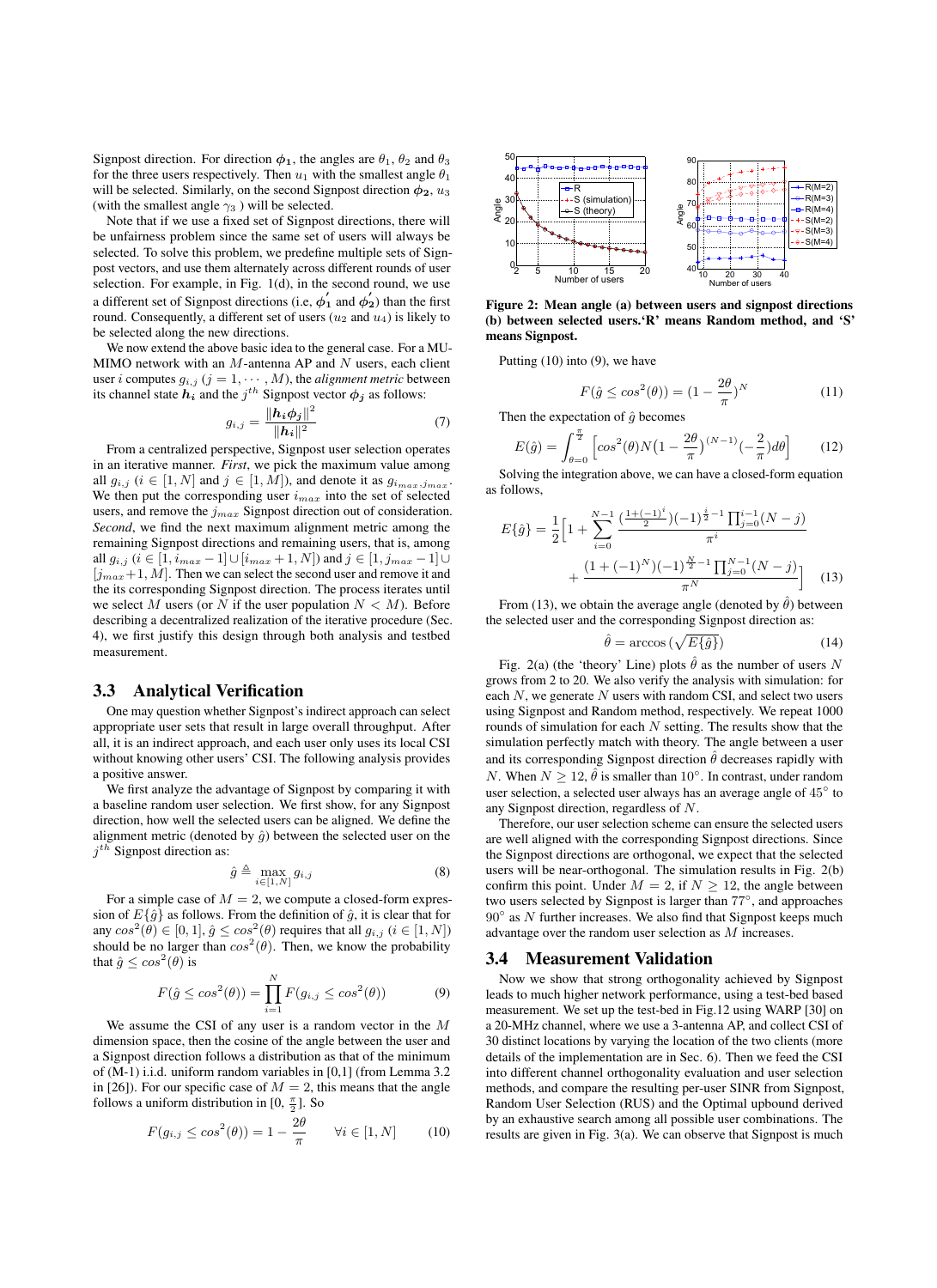Signpost direction. For direction $\phi_1$, the angles are $\theta_1$, $\theta_2$ and $\theta_3$ for the three users respectively. Then $u_1$ with the smallest angle $\theta_1$ will be selected. Similarly, on the second Signpost direction $\phi_2$, $u_3$ (with the smallest angle $\gamma_3$ ) will be selected.

Note that if we use a fixed set of Signpost directions, there will be unfairness problem since the same set of users will always be selected. To solve this problem, we predefine multiple sets of Signpost vectors, and use them alternately across different rounds of user selection. For example, in Fig. 1(d), in the second round, we use a different set of Signpost directions (i.e, $\phi_1'$ and $\phi_2'$) than the first round. Consequently, a different set of users ($u_2$ and $u_4$) is likely to be selected along the new directions.

We now extend the above basic idea to the general case. For a MU-MIMO network with an $M$-antenna AP and $N$ users, each client user $i$ computes $g_{i,j}$ ($j = 1, \cdots, M$), the *alignment metric* between its channel state $\boldsymbol{h_i}$ and the $j^{th}$ Signpost vector $\phi_j$ as follows:

$$g_{i,j} = \frac{\|\boldsymbol{h_i}\phi_j\|^2}{\|\boldsymbol{h_i}\|^2} \tag{7}$$

From a centralized perspective, Signpost user selection operates in an iterative manner. *First*, we pick the maximum value among all $g_{i,j}$ ($i \in [1, N]$ and $j \in [1, M]$), and denote it as $g_{i_{max}, j_{max}}$. We then put the corresponding user $i_{max}$ into the set of selected users, and remove the $j_{max}$ Signpost direction out of consideration. *Second*, we find the next maximum alignment metric among the remaining Signpost directions and remaining users, that is, among all $g_{i,j}$ ($i \in [1, i_{max}-1] \cup [i_{max}+1, N]$) and $j \in [1, j_{max}-1] \cup [j_{max}+1, M]$. Then we can select the second user and remove it and the its corresponding Signpost direction. The process iterates until we select $M$ users (or $N$ if the user population $N < M$). Before describing a decentralized realization of the iterative procedure (Sec. 4), we first justify this design through both analysis and testbed measurement.

### 3.3 Analytical Verification

One may question whether Signpost's indirect approach can select appropriate user sets that result in large overall throughput. After all, it is an indirect approach, and each user only uses its local CSI without knowing other users' CSI. The following analysis provides a positive answer.

We first analyze the advantage of Signpost by comparing it with a baseline random user selection. We first show, for any Signpost direction, how well the selected users can be aligned. We define the alignment metric (denoted by $\hat{g}$) between the selected user on the $j^{th}$ Signpost direction as:

$$\hat{g} \triangleq \max_{i \in [1,N]} g_{i,j} \tag{8}$$

For a simple case of $M = 2$, we compute a closed-form expression of $E\{\hat{g}\}$ as follows. From the definition of $\hat{g}$, it is clear that for any $cos^2(\theta) \in [0, 1]$, $\hat{g} \le cos^2(\theta)$ requires that all $g_{i,j}$ ($i \in [1, N]$) should be no larger than $cos^2(\theta)$. Then, we know the probability that $\hat{g} \le cos^2(\theta)$ is

$$F(\hat{g} \le cos^2(\theta)) = \prod_{i=1}^{N} F(g_{i,j} \le cos^2(\theta)) \tag{9}$$

We assume the CSI of any user is a random vector in the $M$ dimension space, then the cosine of the angle between the user and a Signpost direction follows a distribution as that of the minimum of (M-1) i.i.d. uniform random variables in [0,1] (from Lemma 3.2 in [26]). For our specific case of $M = 2$, this means that the angle follows a uniform distribution in $[0, \frac{\pi}{2}]$. So

$$F(g_{i,j} \le cos^2(\theta)) = 1 - \frac{2\theta}{\pi} \qquad \forall i \in [1, N] \tag{10}$$

Figure 2: Mean angle (a) between users and signpost directions (b) between selected users.'R' means Random method, and 'S' means Signpost.

Putting (10) into (9), we have

$$F(\hat{g} \le cos^2(\theta)) = (1 - \frac{2\theta}{\pi})^N \tag{11}$$

Then the expectation of $\hat{g}$ becomes

$$E(\hat{g}) = \int_{\theta=0}^{\frac{\pi}{2}} \Big[cos^2(\theta) N \big(1 - \frac{2\theta}{\pi}\big)^{(N-1)} (-\frac{2}{\pi}) d\theta\Big] \tag{12}$$

Solving the integration above, we can have a closed-form equation as follows,

$$E\{\hat{g}\} = \frac{1}{2}\Big[1 + \sum_{i=0}^{N-1} \frac{(\frac{1+(-1)^i}{2})(-1)^{\frac{i}{2}-1} \prod_{j=0}^{i-1}(N-j)}{\pi^i} + \frac{(1+(-1)^N)(-1)^{\frac{N}{2}-1} \prod_{j=0}^{N-1}(N-j)}{\pi^N}\Big] \tag{13}$$

From (13), we obtain the average angle (denoted by $\hat{\theta}$) between the selected user and the corresponding Signpost direction as:

$$\hat{\theta} = \arccos\big(\sqrt{E\{\hat{g}\}}\big) \tag{14}$$

Fig. 2(a) (the 'theory' Line) plots $\hat{\theta}$ as the number of users $N$ grows from 2 to 20. We also verify the analysis with simulation: for each $N$, we generate $N$ users with random CSI, and select two users using Signpost and Random method, respectively. We repeat 1000 rounds of simulation for each $N$ setting. The results show that the simulation perfectly match with theory. The angle between a user and its corresponding Signpost direction $\hat{\theta}$ decreases rapidly with $N$. When $N \ge 12$, $\hat{\theta}$ is smaller than 10°. In contrast, with random user selection, a selected user always has an average angle of 45° to any Signpost direction, regardless of $N$.

Therefore, our user selection scheme can ensure the selected users are well aligned with the corresponding Signpost directions. Since the Signpost directions are orthogonal, we expect that the selected users will be near-orthogonal. The simulation results in Fig. 2(b) confirm this point. Under $M = 2$, if $N \ge 12$, the angle between two users selected by Signpost is larger than 77°, and approaches 90° as $N$ further increases. We also find that Signpost keeps much advantage over the random user selection as $M$ increases.

### 3.4 Measurement Validation

Now we show that strong orthogonality achieved by Signpost leads to much higher network performance, using a test-bed based measurement. We set up the test-bed in Fig.12 using WARP [30] on a 20-MHz channel, where we use a 3-antenna AP, and collect CSI of 30 distinct locations by varying the location of the two clients (more details of the implementation are in Sec. 6). Then we feed the CSI into different channel orthogonality evaluation and user selection methods, and compare the resulting per-user SINR from Signpost, Random User Selection (RUS) and the Optimal upbound derived by an exhaustive search among all possible user combinations. The results are given in Fig. 3(a). We can observe that Signpost is much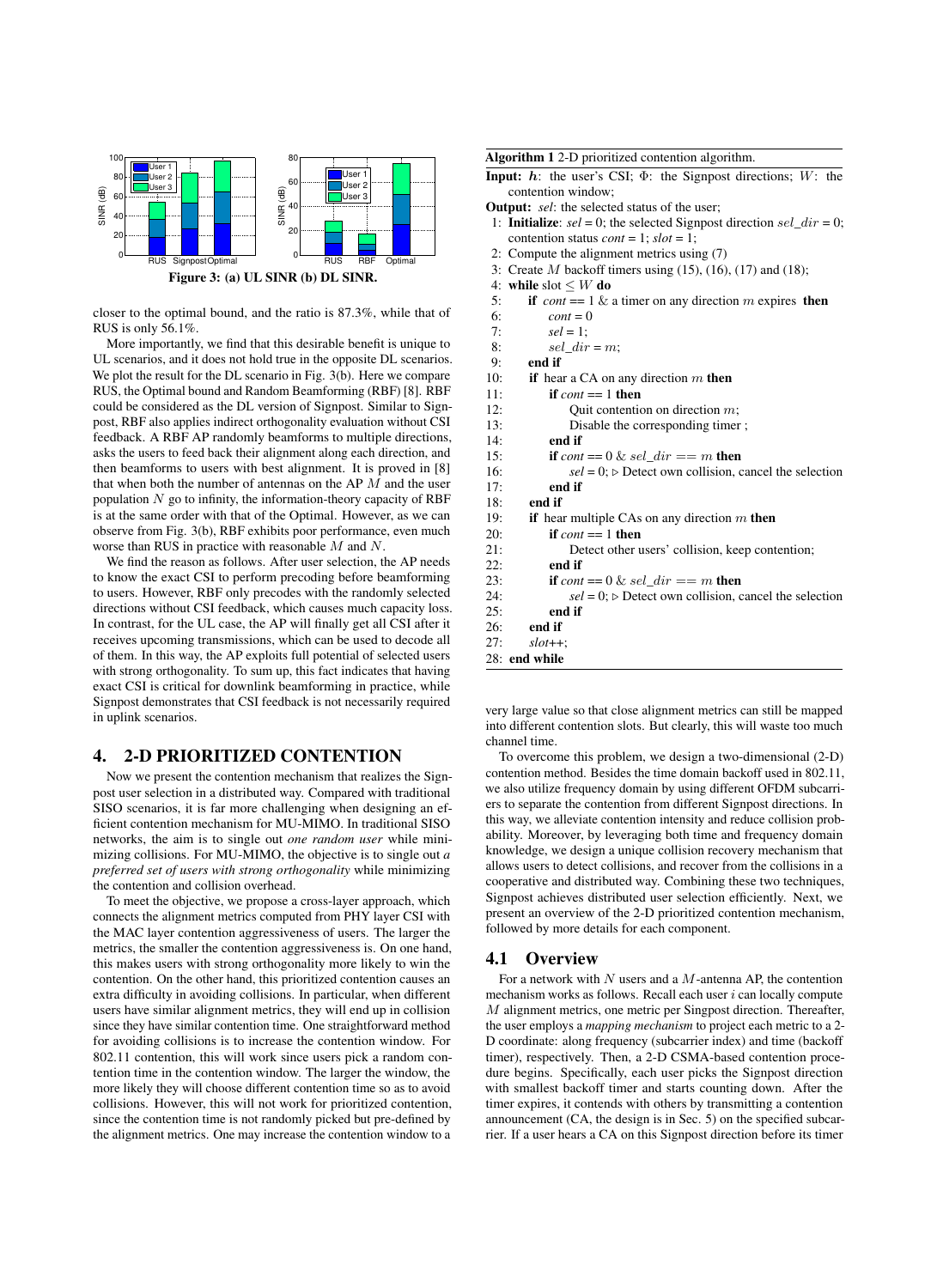100
80
60
40
20
0
SINR (dB)
User 1
User 2
User 3
RUS Signpost Optimal

80
60
40
20
0
SINR (dB)
User 1
User 2
User 3
RUS RBF Optimal

**Figure 3: (a) UL SINR (b) DL SINR.**

closer to the optimal bound, and the ratio is 87.3%, while that of RUS is only 56.1%.

More importantly, we find that this desirable benefit is unique to UL scenarios, and it does not hold true in the opposite DL scenarios. We plot the result for the DL scenario in Fig. 3(b). Here we compare RUS, the Optimal bound and Random Beamforming (RBF) [8]. RBF could be considered as the DL version of Signpost. Similar to Signpost, RBF also applies indirect orthogonality evaluation without CSI feedback. A RBF AP randomly beamforms to multiple directions, asks the users to feed back their alignment along each direction, and then beamforms to users with best alignment. It is proved in [8] that when both the number of antennas on the AP $M$ and the user population $N$ go to infinity, the information-theory capacity of RBF is at the same order with that of the Optimal. However, as we can observe from Fig. 3(b), RBF exhibits poor performance, even much worse than RUS in practice with reasonable $M$ and $N$.

We find the reason as follows. After user selection, the AP needs to know the exact CSI to perform precoding before beamforming to users. However, RBF only precodes with the randomly selected directions without CSI feedback, which causes much capacity loss. In contrast, for the UL case, the AP will finally get all CSI after it receives upcoming transmissions, which can be used to decode all of them. In this way, the AP exploits full potential of selected users with strong orthogonality. To sum up, this fact indicates that having exact CSI is critical for downlink beamforming in practice, while Signpost demonstrates that CSI feedback is not necessarily required in uplink scenarios.

# 4. 2-D PRIORITIZED CONTENTION

Now we present the contention mechanism that realizes the Signpost user selection in a distributed way. Compared with traditional SISO scenarios, it is far more challenging when designing an efficient contention mechanism for MU-MIMO. In traditional SISO networks, the aim is to single out *one random user* while minimizing collisions. For MU-MIMO, the objective is to single out *a preferred set of users with strong orthogonality* while minimizing the contention and collision overhead.

To meet the objective, we propose a cross-layer approach, which connects the alignment metrics computed from PHY layer CSI with the MAC layer contention aggressiveness of users. The larger the metrics, the smaller the contention aggressiveness is. On one hand, this makes users with strong orthogonality more likely to win the contention. On the other hand, this prioritized contention causes an extra difficulty in avoiding collisions. In particular, when different users have similar alignment metrics, they will end up in collision since they have similar contention time. One straightforward method for avoiding collisions is to increase the contention window. For 802.11 contention, this will work since users pick a random contention time in the contention window. The larger the window, the more likely they will choose different contention time so as to avoid collisions. However, this will not work for prioritized contention, since the contention time is not randomly picked but pre-defined by the alignment metrics. One may increase the contention window to a very large value so that close alignment metrics can still be mapped into different contention slots. But clearly, this will waste too much channel time.

**Algorithm 1** 2-D prioritized contention algorithm.

**Input:** $\boldsymbol{h}$: the user's CSI; $\Phi$: the Signpost directions; $W$: the contention window;
**Output:** *sel*: the selected status of the user;

```
1: Initialize: sel = 0; the selected Signpost direction sel_dir = 0;
   contention status cont = 1; slot = 1;
2: Compute the alignment metrics using (7)
3: Create M backoff timers using (15), (16), (17) and (18);
4: while slot ≤ W do
5:     if cont == 1 & a timer on any direction m expires then
6:         cont = 0
7:         sel = 1;
8:         sel_dir = m;
9:     end if
10:    if hear a CA on any direction m then
11:        if cont == 1 then
12:            Quit contention on direction m;
13:            Disable the corresponding timer ;
14:        end if
15:        if cont == 0 & sel_dir == m then
16:            sel = 0; ▷ Detect own collision, cancel the selection
17:        end if
18:    end if
19:    if hear multiple CAs on any direction m then
20:        if cont == 1 then
21:            Detect other users' collision, keep contention;
22:        end if
23:        if cont == 0 & sel_dir == m then
24:            sel = 0; ▷ Detect own collision, cancel the selection
25:        end if
26:    end if
27:    slot++;
28: end while
```

To overcome this problem, we design a two-dimensional (2-D) contention method. Besides the time domain backoff used in 802.11, we also utilize frequency domain by using different OFDM subcarriers to separate the contention from different Signpost directions. In this way, we alleviate contention intensity and reduce collision probability. Moreover, by leveraging both time and frequency domain knowledge, we design a unique collision recovery mechanism that allows users to detect collisions, and recover from the collisions in a cooperative and distributed way. Combining these two techniques, Signpost achieves distributed user selection efficiently. Next, we present an overview of the 2-D prioritized contention mechanism, followed by more details for each component.

## 4.1 Overview

For a network with $N$ users and a $M$-antenna AP, the contention mechanism works as follows. Recall each user $i$ can locally compute $M$ alignment metrics, one metric per Singpost direction. Thereafter, the user employs a *mapping mechanism* to project each metric to a 2-D coordinate: along frequency (subcarrier index) and time (backoff timer), respectively. Then, a 2-D CSMA-based contention procedure begins. Specifically, each user picks the Signpost direction with smallest backoff timer and starts counting down. After the timer expires, it contends with others by transmitting a contention announcement (CA, the design is in Sec. 5) on the specified subcarrier. If a user hears a CA on this Signpost direction before its timer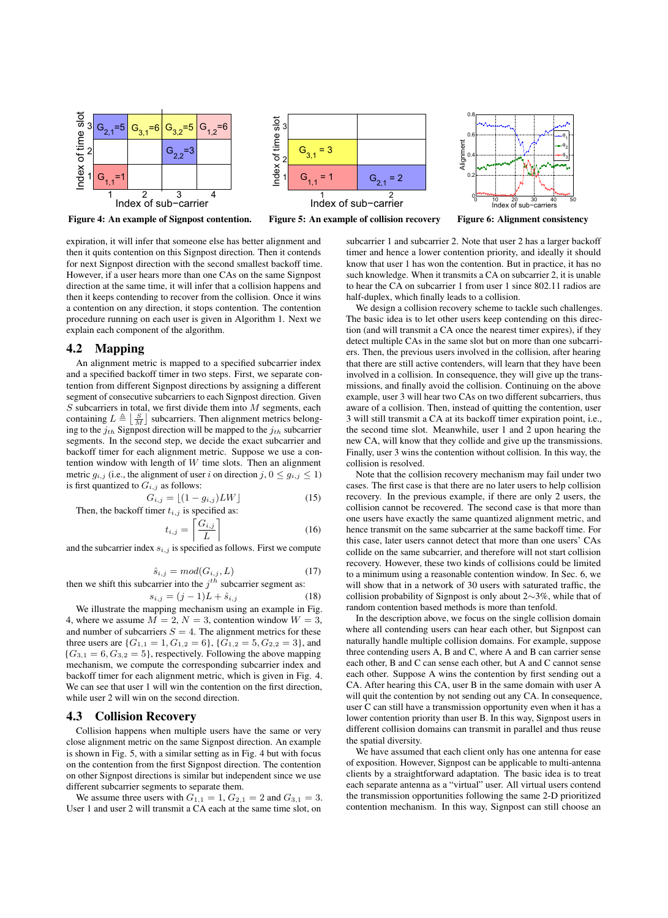Index of time slot
3 $G_{2,1}$=5 $G_{3,1}$=6 $G_{3,2}$=5 $G_{1,2}$=6
2 $G_{2,2}$=3
1 $G_{1,1}$=1
1 2 3 4
Index of sub−carrier

**Figure 4: An example of Signpost contention.**

Index of time slot
3
2 $G_{3,1}$ = 3
1 $G_{1,1}$ = 1 $G_{2,1}$ = 2
1 2
Index of sub−carrier

**Figure 5: An example of collision recovery**

Alignment
0.8
0.6
0.4
0.2
0
0 10 20 30 40 50
Index of sub−carriers
$\theta_1$
$\theta_2$
$\theta_3$

**Figure 6: Alignment consistency**

expiration, it will infer that someone else has better alignment and then it quits contention on this Signpost direction. Then it contends for next Signpost direction with the second smallest backoff time. However, if a user hears more than one CAs on the same Signpost direction at the same time, it will infer that a collision happens and then it keeps contending to recover from the collision. Once it wins a contention on any direction, it stops contention. The contention procedure running on each user is given in Algorithm 1. Next we explain each component of the algorithm.

## 4.2 Mapping

An alignment metric is mapped to a specified subcarrier index and a specified backoff timer in two steps. First, we separate contention from different Signpost directions by assigning a different segment of consecutive subcarriers to each Signpost direction. Given $S$ subcarriers in total, we first divide them into $M$ segments, each containing $L \triangleq \lfloor \frac{S}{M} \rfloor$ subcarriers. Then alignment metrics belonging to the $j_{th}$ Signpost direction will be mapped to the $j_{th}$ subcarrier segments. In the second step, we decide the exact subcarrier and backoff timer for each alignment metric. Suppose we use a contention window with length of $W$ time slots. Then an alignment metric $g_{i,j}$ (i.e., the alignment of user $i$ on direction $j$, $0 \le g_{i,j} \le 1$) is first quantized to $G_{i,j}$ as follows:

$$G_{i,j} = \lfloor (1 - g_{i,j})LW \rfloor \tag{15}$$

Then, the backoff timer $t_{i,j}$ is specified as:

$$t_{i,j} = \left\lceil \frac{G_{i,j}}{L} \right\rceil \tag{16}$$

and the subcarrier index $s_{i,j}$ is specified as follows. First we compute

$$\hat{s}_{i,j} = mod(G_{i,j}, L) \tag{17}$$

then we shift this subcarrier into the $j^{th}$ subcarrier segment as:

$$s_{i,j} = (j-1)L + \hat{s}_{i,j} \tag{18}$$

We illustrate the mapping mechanism using an example in Fig. 4, where we assume $M = 2$, $N = 3$, contention window $W = 3$, and number of subcarriers $S = 4$. The alignment metrics for these three users are $\{G_{1,1} = 1, G_{1,2} = 6\}$, $\{G_{1,2} = 5, G_{2,2} = 3\}$, and $\{G_{3,1} = 6, G_{3,2} = 5\}$, respectively. Following the above mapping mechanism, we compute the corresponding subcarrier index and backoff timer for each alignment metric, which is given in Fig. 4. We can see that user 1 will win the contention on the first direction, while user 2 will win on the second direction.

## 4.3 Collision Recovery

Collision happens when multiple users have the same or very close alignment metric on the same Signpost direction. An example is shown in Fig. 5, with a similar setting as in Fig. 4 but with focus on the contention from the first Signpost direction. The contention on other Signpost directions is similar but independent since we use different subcarrier segments to separate them.

We assume three users with $G_{1,1} = 1$, $G_{2,1} = 2$ and $G_{3,1} = 3$. User 1 and user 2 will transmit a CA each at the same time slot, on subcarrier 1 and subcarrier 2. Note that user 2 has a larger backoff timer and hence a lower contention priority, and ideally it should know that user 1 has won the contention. But in practice, it has no such knowledge. When it transmits a CA on subcarrier 2, it is unable to hear the CA on subcarrier 1 from user 1 since 802.11 radios are half-duplex, which finally leads to a collision.

We design a collision recovery scheme to tackle such challenges. The basic idea is to let other users keep contending on this direction (and will transmit a CA once the nearest timer expires), if they detect multiple CAs in the same slot but on more than one subcarriers. Then, the previous users involved in the collision, after hearing that there are still active contenders, will learn that they have been involved in a collision. In consequence, they will give up the transmissions, and finally avoid the collision. Continuing on the above example, user 3 will hear two CAs on two different subcarriers, thus aware of a collision. Then, instead of quitting the contention, user 3 will still transmit a CA at its backoff timer expiration point, i.e., the second time slot. Meanwhile, user 1 and 2 upon hearing the new CA, will know that they collide and give up the transmissions. Finally, user 3 wins the contention without collision. In this way, the collision is resolved.

Note that the collision recovery mechanism may fail under two cases. The first case is that there are no later users to help collision recovery. In the previous example, if there are only 2 users, the collision cannot be recovered. The second case is that more than one users have exactly the same quantized alignment metric, and hence transmit on the same subcarrier at the same backoff time. For this case, later users cannot detect that more than one users' CAs collide on the same subcarrier, and therefore will not start collision recovery. However, these two kinds of collisions could be limited to a minimum using a reasonable contention window. In Sec. 6, we will show that in a network of 30 users with saturated traffic, the collision probability of Signpost is only about 2∼3%, while that of random contention based methods is more than tenfold.

In the description above, we focus on the single collision domain where all contending users can hear each other, but Signpost can naturally handle multiple collision domains. For example, suppose three contending users A, B and C, where A and B can carrier sense each other, B and C can sense each other, but A and C cannot sense each other. Suppose A wins the contention by first sending out a CA. After hearing this CA, user B in the same domain with user A will quit the contention by not sending out any CA. In consequence, user C can still have a transmission opportunity even when it has a lower contention priority than user B. In this way, Signpost users in different collision domains can transmit in parallel and thus reuse the spatial diversity.

We have assumed that each client only has one antenna for ease of exposition. However, Signpost can be applicable to multi-antenna clients by a straightforward adaptation. The basic idea is to treat each separate antenna as a "virtual" user. All virtual users contend the transmission opportunities following the same 2-D prioritized contention mechanism. In this way, Signpost can still choose an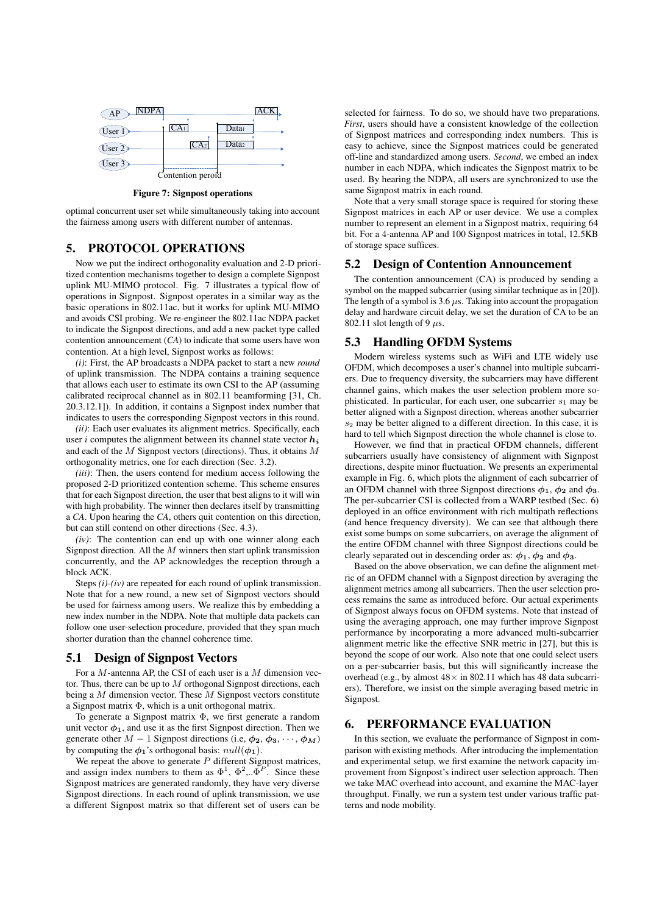Figure 7: Signpost operations

optimal concurrent user set while simultaneously taking into account the fairness among users with different number of antennas.

## 5. PROTOCOL OPERATIONS

Now we put the indirect orthogonality evaluation and 2-D prioritized contention mechanisms together to design a complete Signpost uplink MU-MIMO protocol. Fig. 7 illustrates a typical flow of operations in Signpost. Signpost operates in a similar way as the basic operations in 802.11ac, but it works for uplink MU-MIMO and avoids CSI probing. We re-engineer the 802.11ac NDPA packet to indicate the Signpost directions, and add a new packet type called contention announcement (*CA*) to indicate that some users have won contention. At a high level, Signpost works as follows:

*(i)*: First, the AP broadcasts a NDPA packet to start a new *round* of uplink transmission. The NDPA contains a training sequence that allows each user to estimate its own CSI to the AP (assuming calibrated reciprocal channel as in 802.11 beamforming [31, Ch. 20.3.12.1]). In addition, it contains a Signpost index number that indicates to users the corresponding Signpost vectors in this round.

*(ii)*: Each user evaluates its alignment metrics. Specifically, each user $i$ computes the alignment between its channel state vector $\boldsymbol{h_i}$ and each of the $M$ Signpost vectors (directions). Thus, it obtains $M$ orthogonality metrics, one for each direction (Sec. 3.2).

*(iii)*: Then, the users contend for medium access following the proposed 2-D prioritized contention scheme. This scheme ensures that for each Signpost direction, the user that best aligns to it will win with high probability. The winner then declares itself by transmitting a *CA*. Upon hearing the *CA*, others quit contention on this direction, but can still contend on other directions (Sec. 4.3).

*(iv)*: The contention can end up with one winner along each Signpost direction. All the $M$ winners then start uplink transmission concurrently, and the AP acknowledges the reception through a block ACK.

Steps *(i)*-*(iv)* are repeated for each round of uplink transmission. Note that for a new round, a new set of Signpost vectors should be used for fairness among users. We realize this by embedding a new index number in the NDPA. Note that multiple data packets can follow one user-selection procedure, provided that they span much shorter duration than the channel coherence time.

### 5.1 Design of Signpost Vectors

For a $M$-antenna AP, the CSI of each user is a $M$ dimension vector. Thus, there can be up to $M$ orthogonal Signpost directions, each being a $M$ dimension vector. These $M$ Signpost vectors constitute a Signpost matrix $\Phi$, which is a unit orthogonal matrix.

To generate a Signpost matrix $\Phi$, we first generate a random unit vector $\boldsymbol{\phi_1}$, and use it as the first Signpost direction. Then we generate other $M-1$ Signpost directions (i.e, $\boldsymbol{\phi_2}$, $\boldsymbol{\phi_3}$, $\cdots$, $\boldsymbol{\phi_M}$) by computing the $\boldsymbol{\phi_1}$'s orthogonal basis: $null(\boldsymbol{\phi_1})$.

We repeat the above to generate $P$ different Signpost matrices, and assign index numbers to them as $\Phi^1$, $\Phi^2$,..$\Phi^P$. Since these Signpost matrices are generated randomly, they have very diverse Signpost directions. In each round of uplink transmission, we use a different Signpost matrix so that different set of users can be selected for fairness. To do so, we should have two preparations. *First*, users should have a consistent knowledge of the collection of Signpost matrices and corresponding index numbers. This is easy to achieve, since the Signpost matrices could be generated off-line and standardized among users. *Second*, we embed an index number in each NDPA, which indicates the Signpost matrix to be used. By hearing the NDPA, all users are synchronized to use the same Signpost matrix in each round.

Note that a very small storage space is required for storing these Signpost matrices in each AP or user device. We use a complex number to represent an element in a Signpost matrix, requiring 64 bit. For a 4-antenna AP and 100 Signpost matrices in total, 12.5KB of storage space suffices.

### 5.2 Design of Contention Announcement

The contention announcement (CA) is produced by sending a symbol on the mapped subcarrier (using similar technique as in [20]). The length of a symbol is 3.6 $\mu$s. Taking into account the propagation delay and hardware circuit delay, we set the duration of CA to be an 802.11 slot length of 9 $\mu$s.

### 5.3 Handling OFDM Systems

Modern wireless systems such as WiFi and LTE widely use OFDM, which decomposes a user's channel into multiple subcarriers. Due to frequency diversity, the subcarriers may have different channel gains, which makes the user selection problem more sophisticated. In particular, for each user, one subcarrier $s_1$ may be better aligned with a Signpost direction, whereas another subcarrier $s_2$ may be better aligned to a different direction. In this case, it is hard to tell which Signpost direction the whole channel is close to.

However, we find that in practical OFDM channels, different subcarriers usually have consistency of alignment with Signpost directions, despite minor fluctuation. We presents an experimental example in Fig. 6, which plots the alignment of each subcarrier of an OFDM channel with three Signpost directions $\boldsymbol{\phi_1}$, $\boldsymbol{\phi_2}$ and $\boldsymbol{\phi_3}$. The per-subcarrier CSI is collected from a WARP testbed (Sec. 6) deployed in an office environment with rich multipath reflections (and hence frequency diversity). We can see that although there exist some bumps on some subcarriers, on average the alignment of the entire OFDM channel with three Signpost directions could be clearly separated out in descending order as: $\boldsymbol{\phi_1}$, $\boldsymbol{\phi_2}$ and $\boldsymbol{\phi_3}$.

Based on the above observation, we can define the alignment metric of an OFDM channel with a Signpost direction by averaging the alignment metrics among all subcarriers. Then the user selection process remains the same as introduced before. Our actual experiments of Signpost always focus on OFDM systems. Note that instead of using the averaging approach, one may further improve Signpost performance by incorporating a more advanced multi-subcarrier alignment metric like the effective SNR metric in [27], but this is beyond the scope of our work. Also note that one could select users on a per-subcarrier basis, but this will significantly increase the overhead (e.g., by almost 48× in 802.11 which has 48 data subcarriers). Therefore, we insist on the simple averaging based metric in Signpost.

## 6. PERFORMANCE EVALUATION

In this section, we evaluate the performance of Signpost in comparison with existing methods. After introducing the implementation and experimental setup, we first examine the network capacity improvement from Signpost's indirect user selection approach. Then we take MAC overhead into account, and examine the MAC-layer throughput. Finally, we run a system test under various traffic patterns and node mobility.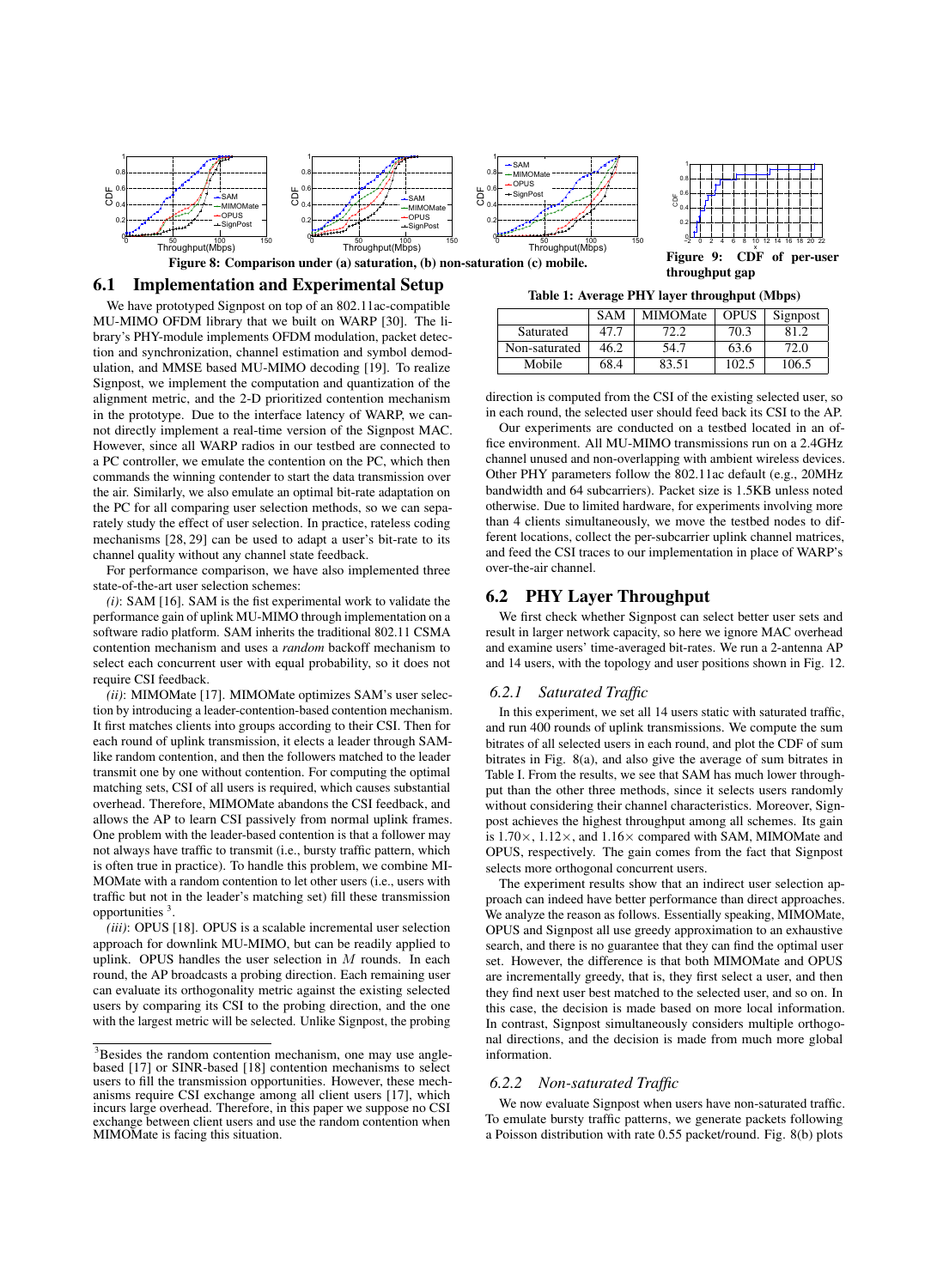Figure 8: Comparison under (a) saturation, (b) non-saturation (c) mobile.

Figure 9: CDF of per-user throughput gap

## 6.1 Implementation and Experimental Setup

We have prototyped Signpost on top of an 802.11ac-compatible MU-MIMO OFDM library that we built on WARP [30]. The library's PHY-module implements OFDM modulation, packet detection and synchronization, channel estimation and symbol demodulation, and MMSE based MU-MIMO decoding [19]. To realize Signpost, we implement the computation and quantization of the alignment metric, and the 2-D prioritized contention mechanism in the prototype. Due to the interface latency of WARP, we cannot directly implement a real-time version of the Signpost MAC. However, since all WARP radios in our testbed are connected to a PC controller, we emulate the contention on the PC, which then commands the winning contender to start the data transmission over the air. Similarly, we also emulate an optimal bit-rate adaptation on the PC for all comparing user selection methods, so we can separately study the effect of user selection. In practice, rateless coding mechanisms [28, 29] can be used to adapt a user's bit-rate to its channel quality without any channel state feedback.

For performance comparison, we have also implemented three state-of-the-art user selection schemes:

*(i)*: SAM [16]. SAM is the fist experimental work to validate the performance gain of uplink MU-MIMO through implementation on a software radio platform. SAM inherits the traditional 802.11 CSMA contention mechanism and uses a *random* backoff mechanism to select each concurrent user with equal probability, so it does not require CSI feedback.

*(ii)*: MIMOMate [17]. MIMOMate optimizes SAM's user selection by introducing a leader-contention-based contention mechanism. It first matches clients into groups according to their CSI. Then for each round of uplink transmission, it elects a leader through SAM-like random contention, and then the followers matched to the leader transmit one by one without contention. For computing the optimal matching sets, CSI of all users is required, which causes substantial overhead. Therefore, MIMOMate abandons the CSI feedback, and allows the AP to learn CSI passively from normal uplink frames. One problem with the leader-based contention is that a follower may not always have traffic to transmit (i.e., bursty traffic pattern, which is often true in practice). To handle this problem, we combine MIMOMate with a random contention to let other users (i.e., users with traffic but not in the leader's matching set) fill these transmission opportunities [3].

*(iii)*: OPUS [18]. OPUS is a scalable incremental user selection approach for downlink MU-MIMO, but can be readily applied to uplink. OPUS handles the user selection in $M$ rounds. In each round, the AP broadcasts a probing direction. Each remaining user can evaluate its orthogonality metric against the existing selected users by comparing its CSI to the probing direction, and the one with the largest metric will be selected. Unlike Signpost, the probing direction is computed from the CSI of the existing selected user, so in each round, the selected user should feed back its CSI to the AP.

Our experiments are conducted on a testbed located in an office environment. All MU-MIMO transmissions run on a 2.4GHz channel unused and non-overlapping with ambient wireless devices. Other PHY parameters follow the 802.11ac default (e.g., 20MHz bandwidth and 64 subcarriers). Packet size is 1.5KB unless noted otherwise. Due to limited hardware, for experiments involving more than 4 clients simultaneously, we move the testbed nodes to different locations, collect the per-subcarrier uplink channel matrices, and feed the CSI traces to our implementation in place of WARP's over-the-air channel.

[3] Besides the random contention mechanism, one may use angle-based [17] or SINR-based [18] contention mechanisms to select users to fill the transmission opportunities. However, these mechanisms require CSI exchange among all client users [17], which incurs large overhead. Therefore, in this paper we suppose no CSI exchange between client users and use the random contention when MIMOMate is facing this situation.

**Table 1: Average PHY layer throughput (Mbps)**

| | SAM | MIMOMate | OPUS | Signpost |
|---|---|---|---|---|
| Saturated | 47.7 | 72.2 | 70.3 | 81.2 |
| Non-saturated | 46.2 | 54.7 | 63.6 | 72.0 |
| Mobile | 68.4 | 83.51 | 102.5 | 106.5 |

## 6.2 PHY Layer Throughput

We first check whether Signpost can select better user sets and result in larger network capacity, so here we ignore MAC overhead and examine users' time-averaged bit-rates. We run a 2-antenna AP and 14 users, with the topology and user positions shown in Fig. 12.

### 6.2.1 Saturated Traffic

In this experiment, we set all 14 users static with saturated traffic, and run 400 rounds of uplink transmissions. We compute the sum bitrates of all selected users in each round, and plot the CDF of sum bitrates in Fig. 8(a), and also give the average of sum bitrates in Table I. From the results, we see that SAM has much lower throughput than the other three methods, since it selects users randomly without considering their channel characteristics. Moreover, Signpost achieves the highest throughput among all schemes. Its gain is 1.70×, 1.12×, and 1.16× compared with SAM, MIMOMate and OPUS, respectively. The gain comes from the fact that Signpost selects more orthogonal concurrent users.

The experiment results show that an indirect user selection approach can indeed have better performance than direct approaches. We analyze the reason as follows. Essentially speaking, MIMOMate, OPUS and Signpost all use greedy approximation to an exhaustive search, and there is no guarantee that they can find the optimal user set. However, the difference is that both MIMOMate and OPUS are incrementally greedy, that is, they first select a user, and then they find next user best matched to the selected user, and so on. In this case, the decision is made based on more local information. In contrast, Signpost simultaneously considers multiple orthogonal directions, and the decision is made from much more global information.

### 6.2.2 Non-saturated Traffic

We now evaluate Signpost when users have non-saturated traffic. To emulate bursty traffic patterns, we generate packets following a Poisson distribution with rate 0.55 packet/round. Fig. 8(b) plots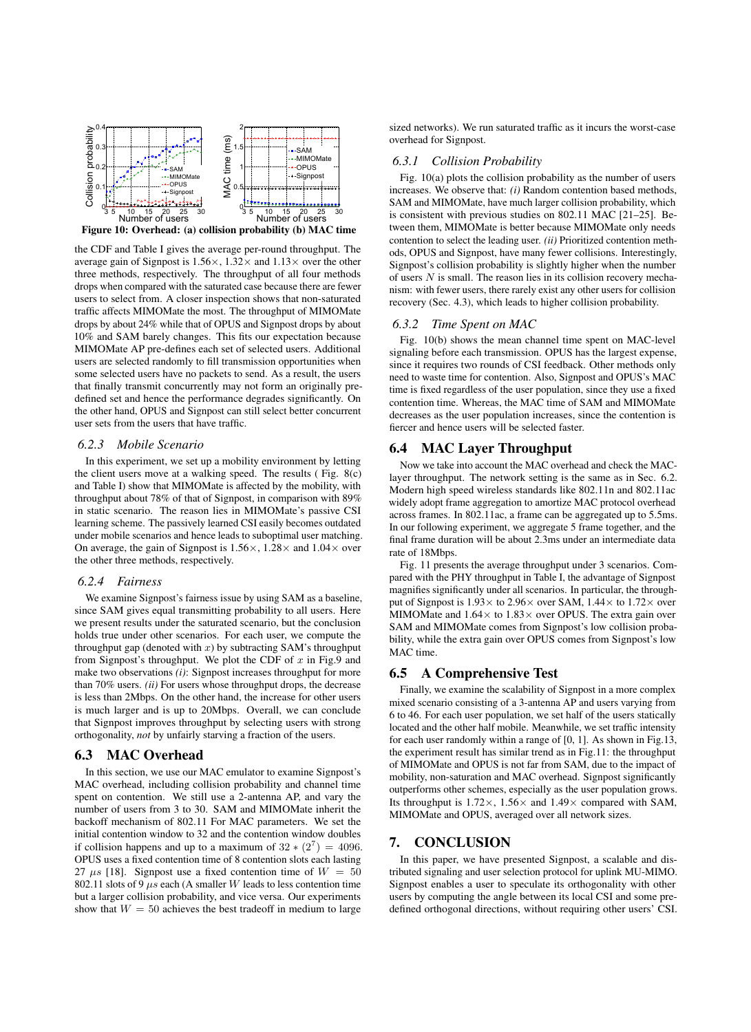Figure 10: Overhead: (a) collision probability (b) MAC time

the CDF and Table I gives the average per-round throughput. The average gain of Signpost is 1.56×, 1.32× and 1.13× over the other three methods, respectively. The throughput of all four methods drops when compared with the saturated case because there are fewer users to select from. A closer inspection shows that non-saturated traffic affects MIMOMate the most. The throughput of MIMOMate drops by about 24% while that of OPUS and Signpost drops by about 10% and SAM barely changes. This fits our expectation because MIMOMate AP pre-defines each set of selected users. Additional users are selected randomly to fill transmission opportunities when some selected users have no packets to send. As a result, the users that finally transmit concurrently may not form an originally pre-defined set and hence the performance degrades significantly. On the other hand, OPUS and Signpost can still select better concurrent user sets from the users that have traffic.

#### 6.2.3 Mobile Scenario

In this experiment, we set up a mobility environment by letting the client users move at a walking speed. The results ( Fig. 8(c) and Table I) show that MIMOMate is affected by the mobility, with throughput about 78% of that of Signpost, in comparison with 89% in static scenario. The reason lies in MIMOMate's passive CSI learning scheme. The passively learned CSI easily becomes outdated under mobile scenarios and hence leads to suboptimal user matching. On average, the gain of Signpost is 1.56×, 1.28× and 1.04× over the other three methods, respectively.

#### 6.2.4 Fairness

We examine Signpost's fairness issue by using SAM as a baseline, since SAM gives equal transmitting probability to all users. Here we present results under the saturated scenario, but the conclusion holds true under other scenarios. For each user, we compute the throughput gap (denoted with $x$) by subtracting SAM's throughput from Signpost's throughput. We plot the CDF of $x$ in Fig.9 and make two observations *(i)*: Signpost increases throughput for more than 70% users. *(ii)* For users whose throughput drops, the decrease is less than 2Mbps. On the other hand, the increase for other users is much larger and is up to 20Mbps. Overall, we can conclude that Signpost improves throughput by selecting users with strong orthogonality, *not* by unfairly starving a fraction of the users.

### 6.3 MAC Overhead

In this section, we use our MAC emulator to examine Signpost's MAC overhead, including collision probability and channel time spent on contention. We still use a 2-antenna AP, and vary the number of users from 3 to 30. SAM and MIMOMate inherit the backoff mechanism of 802.11 For MAC parameters. We set the initial contention window to 32 and the contention window doubles if collision happens and up to a maximum of $32 * (2^7) = 4096$. OPUS uses a fixed contention time of 8 contention slots each lasting 27 $\mu s$ [18]. Signpost use a fixed contention time of $W = 50$ 802.11 slots of 9 $\mu s$ each (A smaller $W$ leads to less contention time but a larger collision probability, and vice versa. Our experiments show that $W = 50$ achieves the best tradeoff in medium to large sized networks). We run saturated traffic as it incurs the worst-case overhead for Signpost.

#### 6.3.1 Collision Probability

Fig. 10(a) plots the collision probability as the number of users increases. We observe that: *(i)* Random contention based methods, SAM and MIMOMate, have much larger collision probability, which is consistent with previous studies on 802.11 MAC [21–25]. Between them, MIMOMate is better because MIMOMate only needs contention to select the leading user. *(ii)* Prioritized contention methods, OPUS and Signpost, have many fewer collisions. Interestingly, Signpost's collision probability is slightly higher when the number of users $N$ is small. The reason lies in its collision recovery mechanism: with fewer users, there rarely exist any other users for collision recovery (Sec. 4.3), which leads to higher collision probability.

#### 6.3.2 Time Spent on MAC

Fig. 10(b) shows the mean channel time spent on MAC-level signaling before each transmission. OPUS has the largest expense, since it requires two rounds of CSI feedback. Other methods only need to waste time for contention. Also, Signpost and OPUS's MAC time is fixed regardless of the user population, since they use a fixed contention time. Whereas, the MAC time of SAM and MIMOMate decreases as the user population increases, since the contention is fiercer and hence users will be selected faster.

### 6.4 MAC Layer Throughput

Now we take into account the MAC overhead and check the MAC-layer throughput. The network setting is the same as in Sec. 6.2. Modern high speed wireless standards like 802.11n and 802.11ac widely adopt frame aggregation to amortize MAC protocol overhead across frames. In 802.11ac, a frame can be aggregated up to 5.5ms. In our following experiment, we aggregate 5 frame together, and the final frame duration will be about 2.3ms under an intermediate data rate of 18Mbps.

Fig. 11 presents the average throughput under 3 scenarios. Compared with the PHY throughput in Table I, the advantage of Signpost magnifies significantly under all scenarios. In particular, the throughput of Signpost is 1.93× to 2.96× over SAM, 1.44× to 1.72× over MIMOMate and 1.64× to 1.83× over OPUS. The extra gain over SAM and MIMOMate comes from Signpost's low collision probability, while the extra gain over OPUS comes from Signpost's low MAC time.

### 6.5 A Comprehensive Test

Finally, we examine the scalability of Signpost in a more complex mixed scenario consisting of a 3-antenna AP and users varying from 6 to 46. For each user population, we set half of the users statically located and the other half mobile. Meanwhile, we set traffic intensity for each user randomly within a range of [0, 1]. As shown in Fig.13, the experiment result has similar trend as in Fig.11: the throughput of MIMOMate and OPUS is not far from SAM, due to the impact of mobility, non-saturation and MAC overhead. Signpost significantly outperforms other schemes, especially as the user population grows. Its throughput is 1.72×, 1.56× and 1.49× compared with SAM, MIMOMate and OPUS, averaged over all network sizes.

## 7. CONCLUSION

In this paper, we have presented Signpost, a scalable and distributed signaling and user selection protocol for uplink MU-MIMO. Signpost enables a user to speculate its orthogonality with other users by computing the angle between its local CSI and some pre-defined orthogonal directions, without requiring other users' CSI.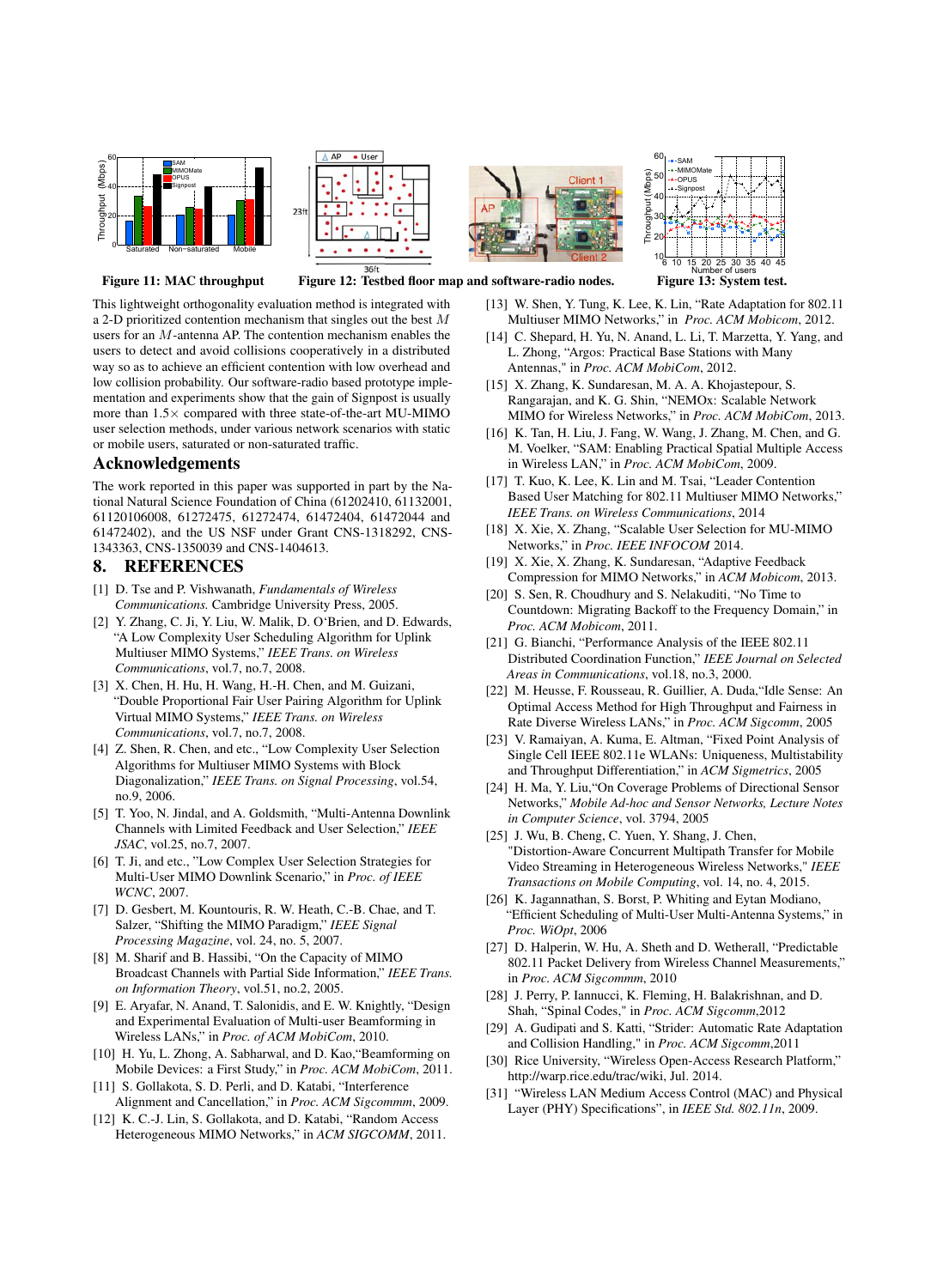60
40
20
0
Throughput (Mbps)
SAM
MIMOMate
OPUS
Signpost
Saturated
Non-saturated
Mobile

Figure 11: MAC throughput

AP
User
23ft
36ft

Client 1
AP
Client 2

Figure 12: Testbed floor map and software-radio nodes.

60
50
40
30
20
10
Throughput (Mbps)
SAM
MIMOMate
OPUS
Signpost
6 10 15 20 25 30 35 40 45
Number of users

Figure 13: System test.

This lightweight orthogonality evaluation method is integrated with a 2-D prioritized contention mechanism that singles out the best $M$ users for an $M$-antenna AP. The contention mechanism enables the users to detect and avoid collisions cooperatively in a distributed way so as to achieve an efficient contention with low overhead and low collision probability. Our software-radio based prototype implementation and experiments show that the gain of Signpost is usually more than $1.5\times$ compared with three state-of-the-art MU-MIMO user selection methods, under various network scenarios with static or mobile users, saturated or non-saturated traffic.

## Acknowledgements

The work reported in this paper was supported in part by the National Natural Science Foundation of China (61202410, 61132001, 61120106008, 61272475, 61272474, 61472404, 61472044 and 61472402), and the US NSF under Grant CNS-1318292, CNS-1343363, CNS-1350039 and CNS-1404613.

## 8. REFERENCES

[1] D. Tse and P. Vishwanath, *Fundamentals of Wireless Communications.* Cambridge University Press, 2005.

[2] Y. Zhang, C. Ji, Y. Liu, W. Malik, D. O'Brien, and D. Edwards, "A Low Complexity User Scheduling Algorithm for Uplink Multiuser MIMO Systems," *IEEE Trans. on Wireless Communications*, vol.7, no.7, 2008.

[3] X. Chen, H. Hu, H. Wang, H.-H. Chen, and M. Guizani, "Double Proportional Fair User Pairing Algorithm for Uplink Virtual MIMO Systems," *IEEE Trans. on Wireless Communications*, vol.7, no.7, 2008.

[4] Z. Shen, R. Chen, and etc., "Low Complexity User Selection Algorithms for Multiuser MIMO Systems with Block Diagonalization," *IEEE Trans. on Signal Processing*, vol.54, no.9, 2006.

[5] T. Yoo, N. Jindal, and A. Goldsmith, "Multi-Antenna Downlink Channels with Limited Feedback and User Selection," *IEEE JSAC*, vol.25, no.7, 2007.

[6] T. Ji, and etc., "Low Complex User Selection Strategies for Multi-User MIMO Downlink Scenario," in *Proc. of IEEE WCNC*, 2007.

[7] D. Gesbert, M. Kountouris, R. W. Heath, C.-B. Chae, and T. Salzer, "Shifting the MIMO Paradigm," *IEEE Signal Processing Magazine*, vol. 24, no. 5, 2007.

[8] M. Sharif and B. Hassibi, "On the Capacity of MIMO Broadcast Channels with Partial Side Information," *IEEE Trans. on Information Theory*, vol.51, no.2, 2005.

[9] E. Aryafar, N. Anand, T. Salonidis, and E. W. Knightly, "Design and Experimental Evaluation of Multi-user Beamforming in Wireless LANs," in *Proc. of ACM MobiCom*, 2010.

[10] H. Yu, L. Zhong, A. Sabharwal, and D. Kao,"Beamforming on Mobile Devices: a First Study," in *Proc. ACM MobiCom*, 2011.

[11] S. Gollakota, S. D. Perli, and D. Katabi, "Interference Alignment and Cancellation," in *Proc. ACM Sigcommm*, 2009.

[12] K. C.-J. Lin, S. Gollakota, and D. Katabi, "Random Access Heterogeneous MIMO Networks," in *ACM SIGCOMM*, 2011.

[13] W. Shen, Y. Tung, K. Lee, K. Lin, "Rate Adaptation for 802.11 Multiuser MIMO Networks," in *Proc. ACM Mobicom*, 2012.

[14] C. Shepard, H. Yu, N. Anand, L. Li, T. Marzetta, Y. Yang, and L. Zhong, "Argos: Practical Base Stations with Many Antennas," in *Proc. ACM MobiCom*, 2012.

[15] X. Zhang, K. Sundaresan, M. A. A. Khojastepour, S. Rangarajan, and K. G. Shin, "NEMOx: Scalable Network MIMO for Wireless Networks," in *Proc. ACM MobiCom*, 2013.

[16] K. Tan, H. Liu, J. Fang, W. Wang, J. Zhang, M. Chen, and G. M. Voelker, "SAM: Enabling Practical Spatial Multiple Access in Wireless LAN," in *Proc. ACM MobiCom*, 2009.

[17] T. Kuo, K. Lee, K. Lin and M. Tsai, "Leader Contention Based User Matching for 802.11 Multiuser MIMO Networks," *IEEE Trans. on Wireless Communications*, 2014

[18] X. Xie, X. Zhang, "Scalable User Selection for MU-MIMO Networks," in *Proc. IEEE INFOCOM* 2014.

[19] X. Xie, X. Zhang, K. Sundaresan, "Adaptive Feedback Compression for MIMO Networks," in *ACM Mobicom*, 2013.

[20] S. Sen, R. Choudhury and S. Nelakuditi, "No Time to Countdown: Migrating Backoff to the Frequency Domain," in *Proc. ACM Mobicom*, 2011.

[21] G. Bianchi, "Performance Analysis of the IEEE 802.11 Distributed Coordination Function," *IEEE Journal on Selected Areas in Communications*, vol.18, no.3, 2000.

[22] M. Heusse, F. Rousseau, R. Guillier, A. Duda,"Idle Sense: An Optimal Access Method for High Throughput and Fairness in Rate Diverse Wireless LANs," in *Proc. ACM Sigcomm*, 2005

[23] V. Ramaiyan, A. Kuma, E. Altman, "Fixed Point Analysis of Single Cell IEEE 802.11e WLANs: Uniqueness, Multistability and Throughput Differentiation," in *ACM Sigmetrics*, 2005

[24] H. Ma, Y. Liu,"On Coverage Problems of Directional Sensor Networks," *Mobile Ad-hoc and Sensor Networks, Lecture Notes in Computer Science*, vol. 3794, 2005

[25] J. Wu, B. Cheng, C. Yuen, Y. Shang, J. Chen, "Distortion-Aware Concurrent Multipath Transfer for Mobile Video Streaming in Heterogeneous Wireless Networks," *IEEE Transactions on Mobile Computing*, vol. 14, no. 4, 2015.

[26] K. Jagannathan, S. Borst, P. Whiting and Eytan Modiano, "Efficient Scheduling of Multi-User Multi-Antenna Systems," in *Proc. WiOpt*, 2006

[27] D. Halperin, W. Hu, A. Sheth and D. Wetherall, "Predictable 802.11 Packet Delivery from Wireless Channel Measurements," in *Proc. ACM Sigcommm*, 2010

[28] J. Perry, P. Iannucci, K. Fleming, H. Balakrishnan, and D. Shah, "Spinal Codes," in *Proc. ACM Sigcomm*,2012

[29] A. Gudipati and S. Katti, "Strider: Automatic Rate Adaptation and Collision Handling," in *Proc. ACM Sigcomm*,2011

[30] Rice University, "Wireless Open-Access Research Platform," http://warp.rice.edu/trac/wiki, Jul. 2014.

[31] "Wireless LAN Medium Access Control (MAC) and Physical Layer (PHY) Specifications", in *IEEE Std. 802.11n*, 2009.